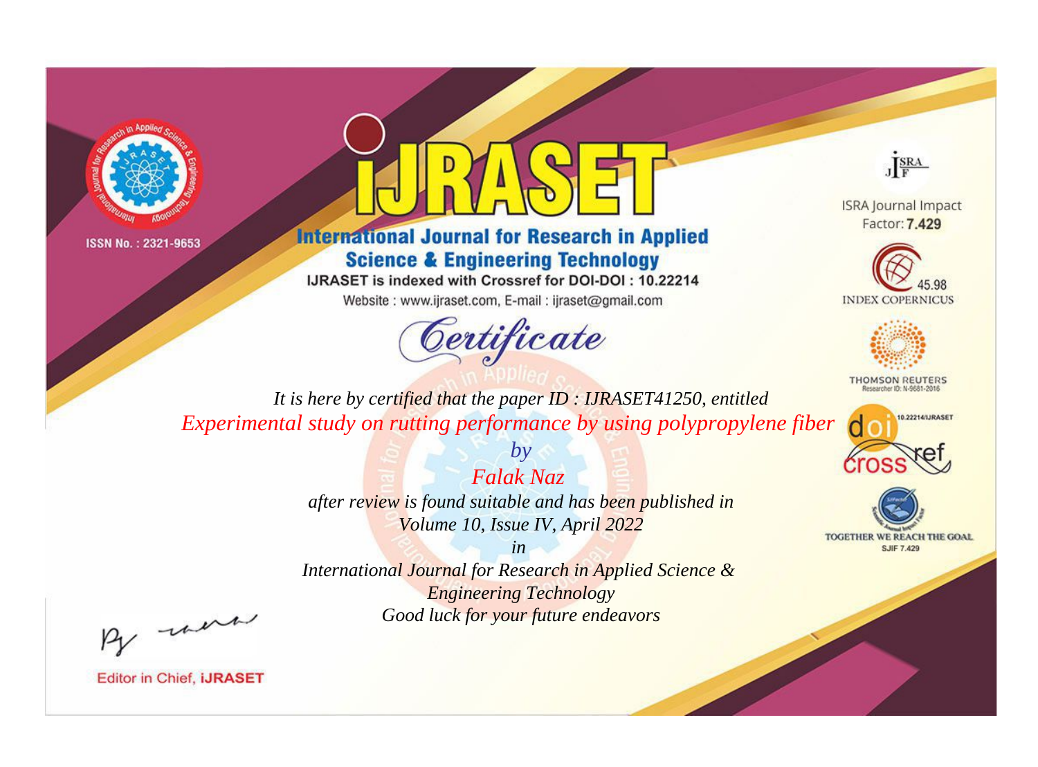ISSN No. : 2321-9653

# IJRASET

## International Journal for Research in Applied Science & Engineering Technology

IJRASET is indexed with Crossref for DOI-DOI : 10.22214

Website : www.ijraset.com, E-mail : ijraset@gmail.com

ISRA Journal Impact Factor: **7.429**

45.98 INDEX COPERNICUS

THOMSON REUTERS Researcher ID: N-9681-2016

10.22214/IJRASET

TOGETHER WE REACH THE GOAL SJIF 7.429

# *Certificate*

*It is here by certified that the paper ID : IJRASET41250, entitled*

*Experimental study on rutting performance by using polypropylene fiber*

*by*

*Falak Naz*

*after review is found suitable and has been published in*

*Volume 10, Issue IV, April 2022*

*in*

*International Journal for Research in Applied Science & Engineering Technology*

*Good luck for your future endeavors*

Editor in Chief, **IJRASET**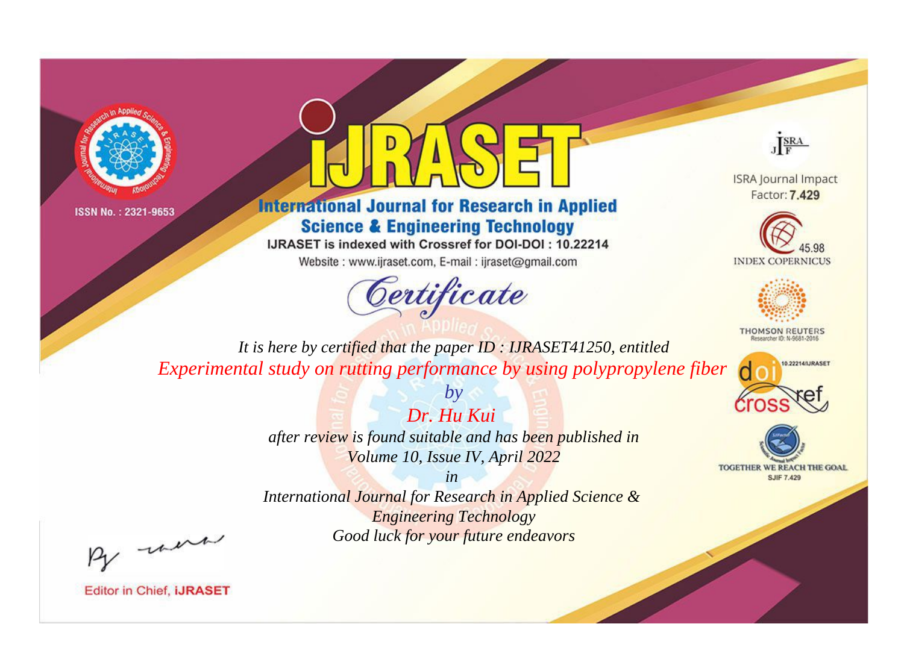ISSN No. : 2321-9653

# iJRASET

## International Journal for Research in Applied Science & Engineering Technology

IJRASET is indexed with Crossref for DOI-DOI : 10.22214

Website : www.ijraset.com, E-mail : ijraset@gmail.com

ISRA Journal Impact Factor: **7.429**

45.98 INDEX COPERNICUS

THOMSON REUTERS Researcher ID: N-9681-2016

10.22214/IJRASET

TOGETHER WE REACH THE GOAL SJIF 7.429

*Certificate*

*It is here by certified that the paper ID : IJRASET41250, entitled*

*Experimental study on rutting performance by using polypropylene fiber*

*by*

*Dr. Hu Kui*

*after review is found suitable and has been published in*

*Volume 10, Issue IV, April 2022*

*in*

*International Journal for Research in Applied Science & Engineering Technology*

*Good luck for your future endeavors*

Editor in Chief, **iJRASET**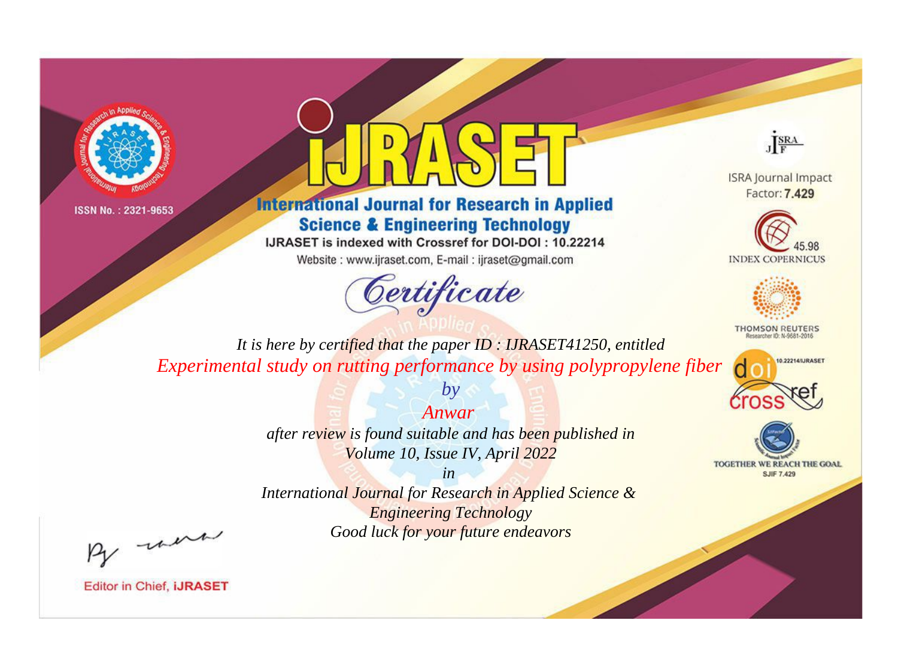ISSN No. : 2321-9653

# International Journal for Research in Applied Science & Engineering Technology

IJRASET is indexed with Crossref for DOI-DOI : 10.22214

Website : www.ijraset.com, E-mail : ijraset@gmail.com

## Certificate

*It is here by certified that the paper ID : IJRASET41250, entitled*

*Experimental study on rutting performance by using polypropylene fiber*

*by*

*Anwar*

*after review is found suitable and has been published in*

*Volume 10, Issue IV, April 2022*

*in*

*International Journal for Research in Applied Science & Engineering Technology*

*Good luck for your future endeavors*

Editor in Chief, IJRASET

ISRA Journal Impact Factor: **7.429**

45.98 INDEX COPERNICUS

THOMSON REUTERS Researcher ID: N-9681-2016

10.22214/IJRASET

TOGETHER WE REACH THE GOAL SJIF 7.429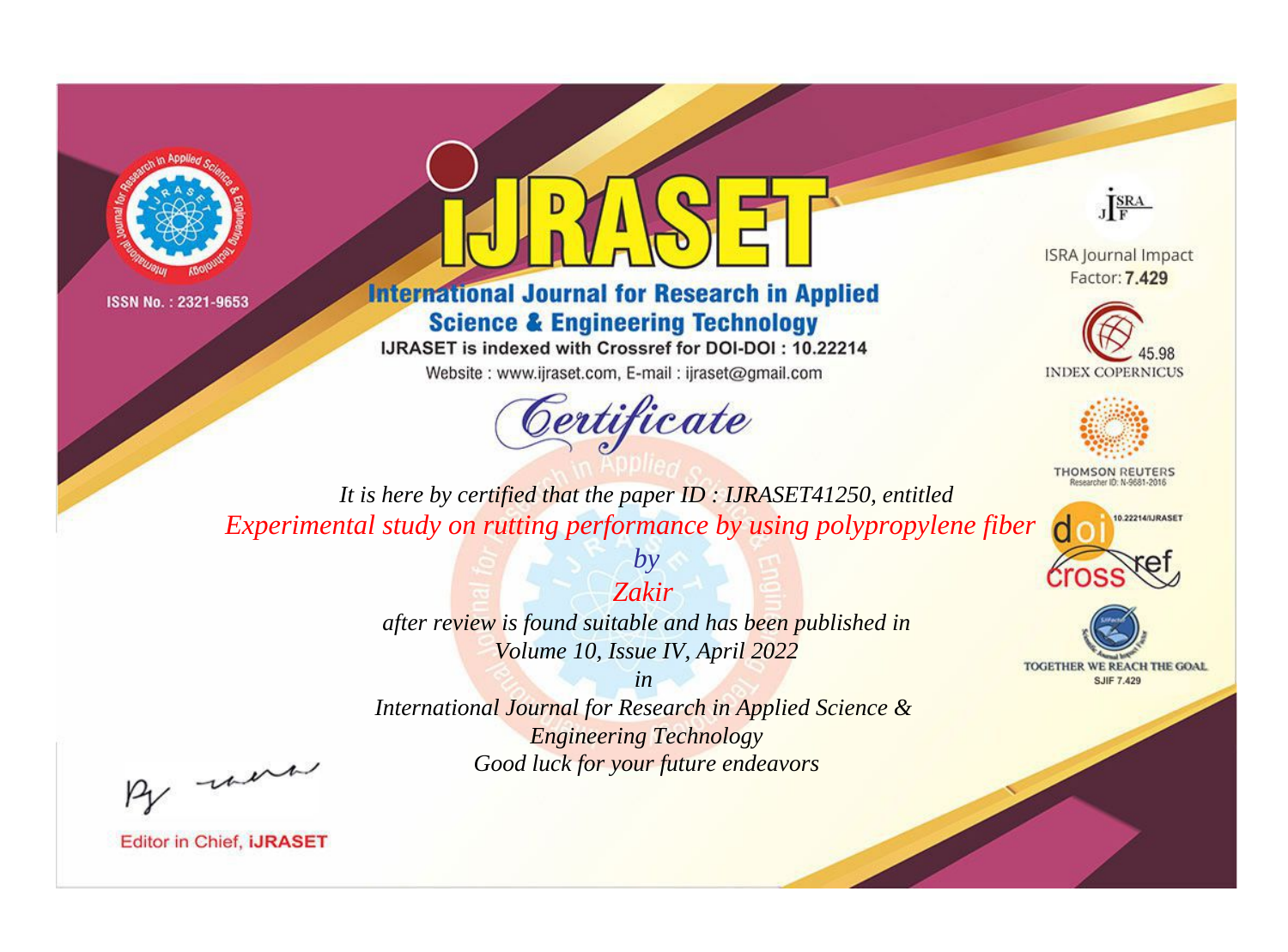ISSN No. : 2321-9653

# IJRASET

## International Journal for Research in Applied Science & Engineering Technology

IJRASET is indexed with Crossref for DOI-DOI : 10.22214

Website : www.ijraset.com, E-mail : ijraset@gmail.com

*Certificate*

ISRA Journal Impact Factor: **7.429**

45.98 INDEX COPERNICUS

THOMSON REUTERS Researcher ID: N-9681-2016

10.22214/IJRASET

TOGETHER WE REACH THE GOAL SJIF 7.429

*It is here by certified that the paper ID : IJRASET41250, entitled*

*Experimental study on rutting performance by using polypropylene fiber*

*by*

*Zakir*

*after review is found suitable and has been published in*

*Volume 10, Issue IV, April 2022*

*in*

*International Journal for Research in Applied Science & Engineering Technology*

*Good luck for your future endeavors*

Editor in Chief, **IJRASET**